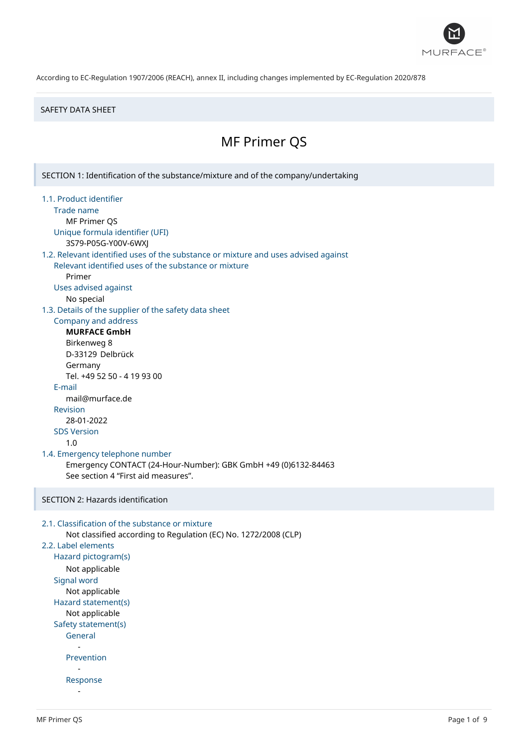According to EC-Regulation 1907/2006 (REACH), annex II, including changes implemented by EC-Regulation 2020/878

SAFETY DATA SHEET

# MF Primer QS

## SECTION 1: Identification of the substance/mixture and of the company/undertaking

### 1.1. Product identifier

Trade name

MF Primer QS

Unique formula identifier (UFI)

3S79-P05G-Y00V-6WXJ

### 1.2. Relevant identified uses of the substance or mixture and uses advised against

Relevant identified uses of the substance or mixture

Primer

Uses advised against

No special

### 1.3. Details of the supplier of the safety data sheet

Company and address

**MURFACE GmbH**
Birkenweg 8
D-33129 Delbrück
Germany
Tel. +49 52 50 - 4 19 93 00

E-mail

mail@murface.de

Revision

28-01-2022

SDS Version

1.0

### 1.4. Emergency telephone number

Emergency CONTACT (24-Hour-Number): GBK GmbH +49 (0)6132-84463
See section 4 “First aid measures”.

## SECTION 2: Hazards identification

### 2.1. Classification of the substance or mixture

Not classified according to Regulation (EC) No. 1272/2008 (CLP)

### 2.2. Label elements

Hazard pictogram(s)

Not applicable

Signal word

Not applicable

Hazard statement(s)

Not applicable

Safety statement(s)

General

-

Prevention

-

Response

-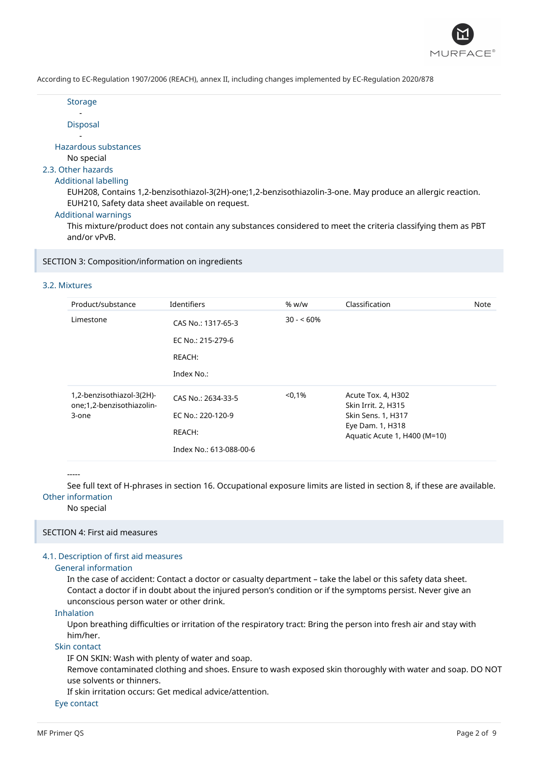Storage

-

Disposal

-

Hazardous substances

No special

### 2.3. Other hazards

Additional labelling

EUH208, Contains 1,2-benzisothiazol-3(2H)-one;1,2-benzisothiazolin-3-one. May produce an allergic reaction.
EUH210, Safety data sheet available on request.

Additional warnings

This mixture/product does not contain any substances considered to meet the criteria classifying them as PBT and/or vPvB.

## SECTION 3: Composition/information on ingredients

### 3.2. Mixtures

| Product/substance | Identifiers | % w/w | Classification | Note |
|---|---|---|---|---|
| Limestone | CAS No.: 1317-65-3<br>EC No.: 215-279-6<br>REACH:<br>Index No.: | 30 - < 60% | | |
| 1,2-benzisothiazol-3(2H)-one;1,2-benzisothiazolin-3-one | CAS No.: 2634-33-5<br>EC No.: 220-120-9<br>REACH:<br>Index No.: 613-088-00-6 | <0,1% | Acute Tox. 4, H302<br>Skin Irrit. 2, H315<br>Skin Sens. 1, H317<br>Eye Dam. 1, H318<br>Aquatic Acute 1, H400 (M=10) | |

-----

See full text of H-phrases in section 16. Occupational exposure limits are listed in section 8, if these are available.

Other information

No special

## SECTION 4: First aid measures

### 4.1. Description of first aid measures

General information

In the case of accident: Contact a doctor or casualty department – take the label or this safety data sheet. Contact a doctor if in doubt about the injured person's condition or if the symptoms persist. Never give an unconscious person water or other drink.

Inhalation

Upon breathing difficulties or irritation of the respiratory tract: Bring the person into fresh air and stay with him/her.

Skin contact

IF ON SKIN: Wash with plenty of water and soap.
Remove contaminated clothing and shoes. Ensure to wash exposed skin thoroughly with water and soap. DO NOT use solvents or thinners.
If skin irritation occurs: Get medical advice/attention.

Eye contact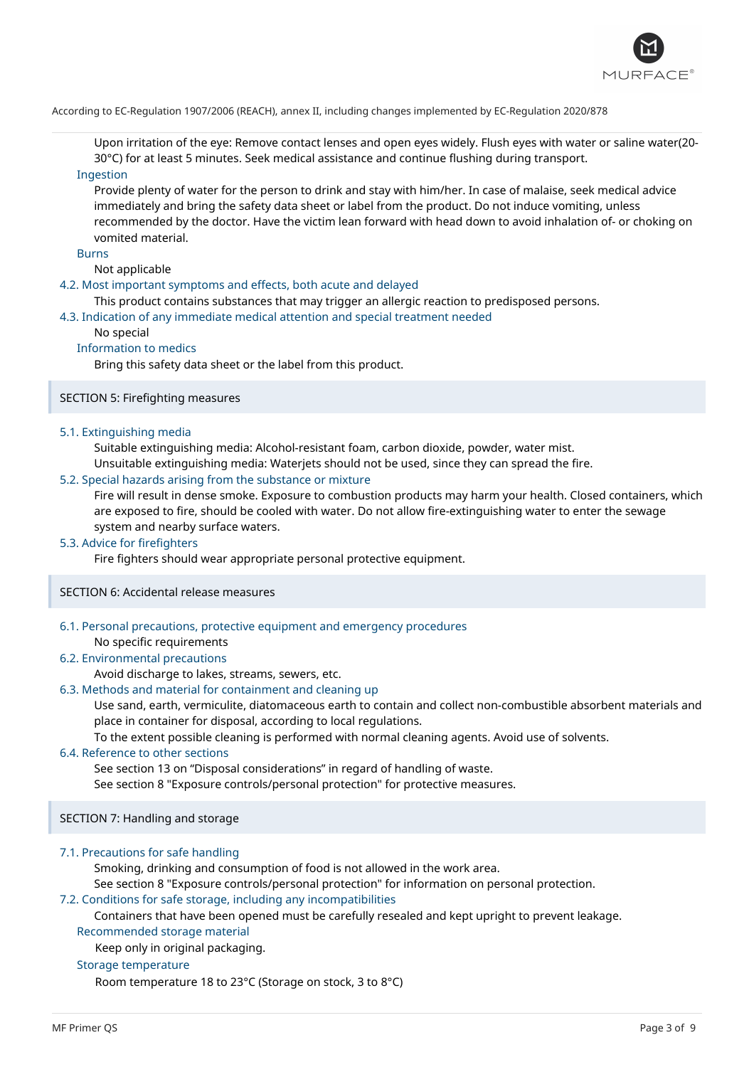Upon irritation of the eye: Remove contact lenses and open eyes widely. Flush eyes with water or saline water(20-30°C) for at least 5 minutes. Seek medical assistance and continue flushing during transport.

#### Ingestion

Provide plenty of water for the person to drink and stay with him/her. In case of malaise, seek medical advice immediately and bring the safety data sheet or label from the product. Do not induce vomiting, unless recommended by the doctor. Have the victim lean forward with head down to avoid inhalation of- or choking on vomited material.

#### Burns

Not applicable

### 4.2. Most important symptoms and effects, both acute and delayed

This product contains substances that may trigger an allergic reaction to predisposed persons.

### 4.3. Indication of any immediate medical attention and special treatment needed

No special

#### Information to medics

Bring this safety data sheet or the label from this product.

## SECTION 5: Firefighting measures

### 5.1. Extinguishing media

Suitable extinguishing media: Alcohol-resistant foam, carbon dioxide, powder, water mist.
Unsuitable extinguishing media: Waterjets should not be used, since they can spread the fire.

### 5.2. Special hazards arising from the substance or mixture

Fire will result in dense smoke. Exposure to combustion products may harm your health. Closed containers, which are exposed to fire, should be cooled with water. Do not allow fire-extinguishing water to enter the sewage system and nearby surface waters.

### 5.3. Advice for firefighters

Fire fighters should wear appropriate personal protective equipment.

## SECTION 6: Accidental release measures

### 6.1. Personal precautions, protective equipment and emergency procedures

No specific requirements

### 6.2. Environmental precautions

Avoid discharge to lakes, streams, sewers, etc.

### 6.3. Methods and material for containment and cleaning up

Use sand, earth, vermiculite, diatomaceous earth to contain and collect non-combustible absorbent materials and place in container for disposal, according to local regulations.
To the extent possible cleaning is performed with normal cleaning agents. Avoid use of solvents.

### 6.4. Reference to other sections

See section 13 on “Disposal considerations” in regard of handling of waste.
See section 8 "Exposure controls/personal protection" for protective measures.

## SECTION 7: Handling and storage

### 7.1. Precautions for safe handling

Smoking, drinking and consumption of food is not allowed in the work area.
See section 8 "Exposure controls/personal protection" for information on personal protection.

### 7.2. Conditions for safe storage, including any incompatibilities

Containers that have been opened must be carefully resealed and kept upright to prevent leakage.

#### Recommended storage material

Keep only in original packaging.

#### Storage temperature

Room temperature 18 to 23°C (Storage on stock, 3 to 8°C)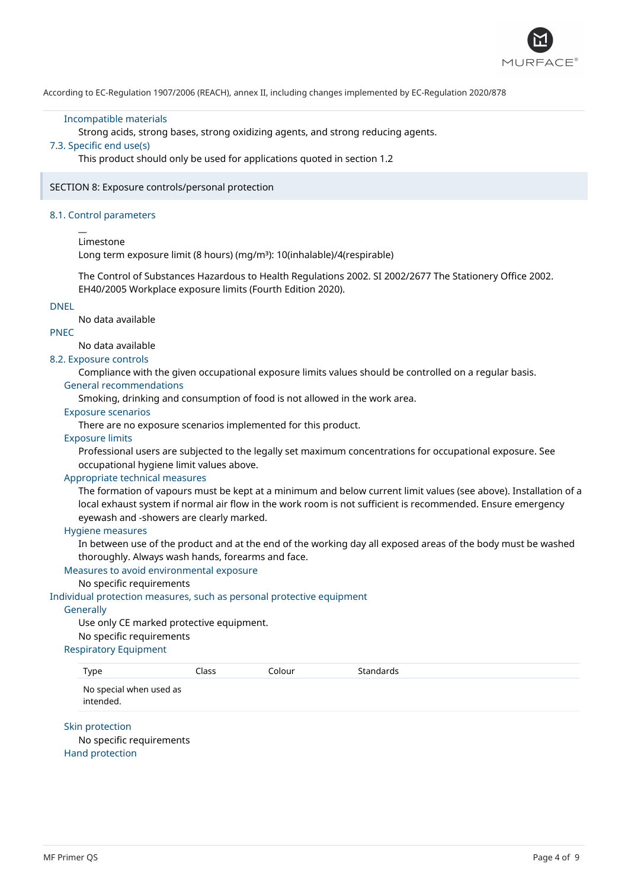#### Incompatible materials

Strong acids, strong bases, strong oxidizing agents, and strong reducing agents.

### 7.3. Specific end use(s)

This product should only be used for applications quoted in section 1.2

## SECTION 8: Exposure controls/personal protection

### 8.1. Control parameters

—

Limestone

Long term exposure limit (8 hours) (mg/m³): 10(inhalable)/4(respirable)

The Control of Substances Hazardous to Health Regulations 2002. SI 2002/2677 The Stationery Office 2002. EH40/2005 Workplace exposure limits (Fourth Edition 2020).

### DNEL

No data available

### PNEC

No data available

### 8.2. Exposure controls

Compliance with the given occupational exposure limits values should be controlled on a regular basis.

#### General recommendations

Smoking, drinking and consumption of food is not allowed in the work area.

#### Exposure scenarios

There are no exposure scenarios implemented for this product.

#### Exposure limits

Professional users are subjected to the legally set maximum concentrations for occupational exposure. See occupational hygiene limit values above.

#### Appropriate technical measures

The formation of vapours must be kept at a minimum and below current limit values (see above). Installation of a local exhaust system if normal air flow in the work room is not sufficient is recommended. Ensure emergency eyewash and -showers are clearly marked.

#### Hygiene measures

In between use of the product and at the end of the working day all exposed areas of the body must be washed thoroughly. Always wash hands, forearms and face.

#### Measures to avoid environmental exposure

No specific requirements

### Individual protection measures, such as personal protective equipment

#### Generally

Use only CE marked protective equipment.

No specific requirements

#### Respiratory Equipment

| Type | Class | Colour | Standards |
|---|---|---|---|
| No special when used as intended. | | | |

#### Skin protection

No specific requirements

#### Hand protection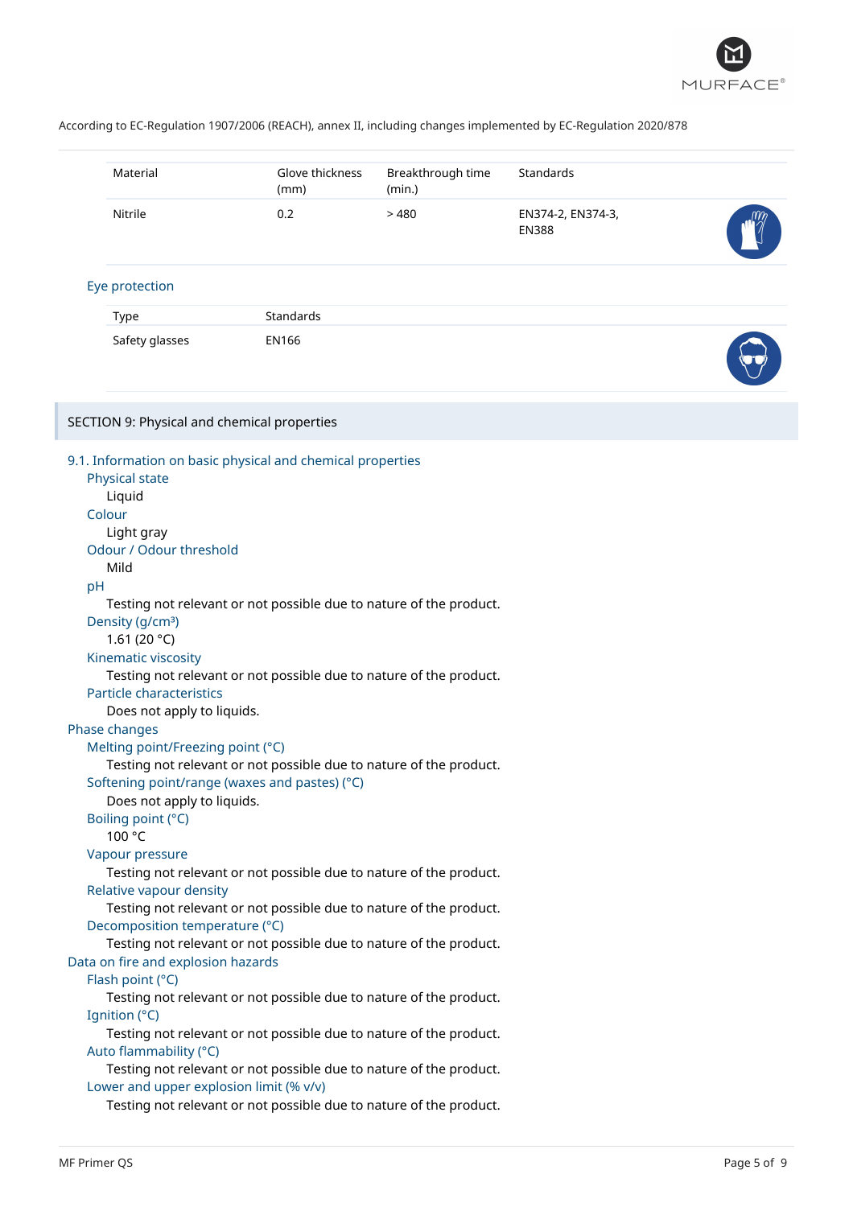| Material | Glove thickness (mm) | Breakthrough time (min.) | Standards |
|---|---|---|---|
| Nitrile | 0.2 | > 480 | EN374-2, EN374-3, EN388 |

### Eye protection

| Type | Standards |
|---|---|
| Safety glasses | EN166 |

## SECTION 9: Physical and chemical properties

### 9.1. Information on basic physical and chemical properties

**Physical state**
Liquid

**Colour**
Light gray

**Odour / Odour threshold**
Mild

**pH**
Testing not relevant or not possible due to nature of the product.

**Density (g/cm³)**
1.61 (20 °C)

**Kinematic viscosity**
Testing not relevant or not possible due to nature of the product.

**Particle characteristics**
Does not apply to liquids.

#### Phase changes

**Melting point/Freezing point (°C)**
Testing not relevant or not possible due to nature of the product.

**Softening point/range (waxes and pastes) (°C)**
Does not apply to liquids.

**Boiling point (°C)**
100 °C

**Vapour pressure**
Testing not relevant or not possible due to nature of the product.

**Relative vapour density**
Testing not relevant or not possible due to nature of the product.

**Decomposition temperature (°C)**
Testing not relevant or not possible due to nature of the product.

#### Data on fire and explosion hazards

**Flash point (°C)**
Testing not relevant or not possible due to nature of the product.

**Ignition (°C)**
Testing not relevant or not possible due to nature of the product.

**Auto flammability (°C)**
Testing not relevant or not possible due to nature of the product.

**Lower and upper explosion limit (% v/v)**
Testing not relevant or not possible due to nature of the product.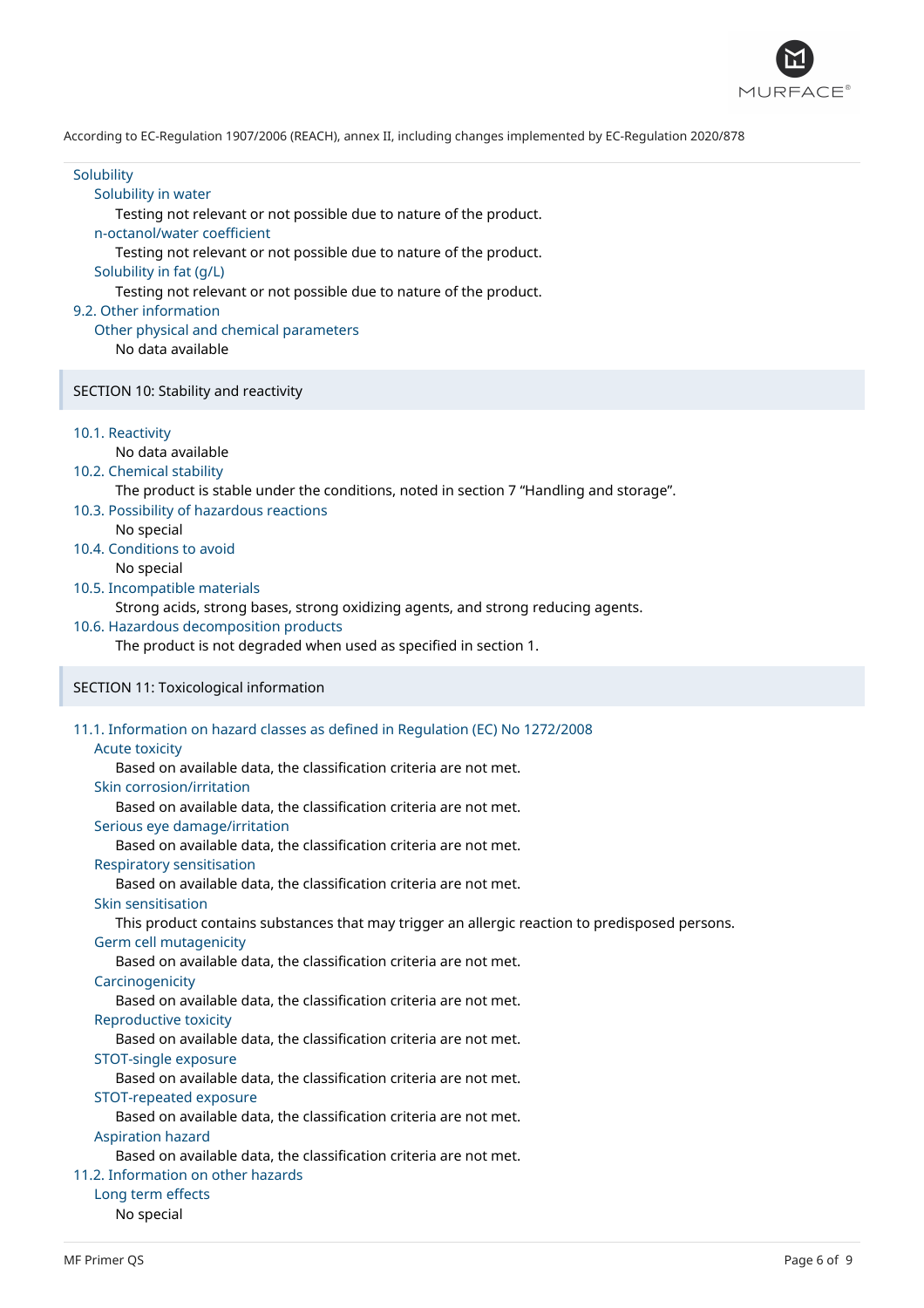Solubility

Solubility in water

Testing not relevant or not possible due to nature of the product.

n-octanol/water coefficient

Testing not relevant or not possible due to nature of the product.

Solubility in fat (g/L)

Testing not relevant or not possible due to nature of the product.

9.2. Other information

Other physical and chemical parameters

No data available

## SECTION 10: Stability and reactivity

10.1. Reactivity

No data available

10.2. Chemical stability

The product is stable under the conditions, noted in section 7 “Handling and storage”.

10.3. Possibility of hazardous reactions

No special

10.4. Conditions to avoid

No special

10.5. Incompatible materials

Strong acids, strong bases, strong oxidizing agents, and strong reducing agents.

10.6. Hazardous decomposition products

The product is not degraded when used as specified in section 1.

## SECTION 11: Toxicological information

11.1. Information on hazard classes as defined in Regulation (EC) No 1272/2008

Acute toxicity

Based on available data, the classification criteria are not met.

Skin corrosion/irritation

Based on available data, the classification criteria are not met.

Serious eye damage/irritation

Based on available data, the classification criteria are not met.

Respiratory sensitisation

Based on available data, the classification criteria are not met.

Skin sensitisation

This product contains substances that may trigger an allergic reaction to predisposed persons.

Germ cell mutagenicity

Based on available data, the classification criteria are not met.

Carcinogenicity

Based on available data, the classification criteria are not met.

Reproductive toxicity

Based on available data, the classification criteria are not met.

STOT-single exposure

Based on available data, the classification criteria are not met.

STOT-repeated exposure

Based on available data, the classification criteria are not met.

Aspiration hazard

Based on available data, the classification criteria are not met.

11.2. Information on other hazards

Long term effects

No special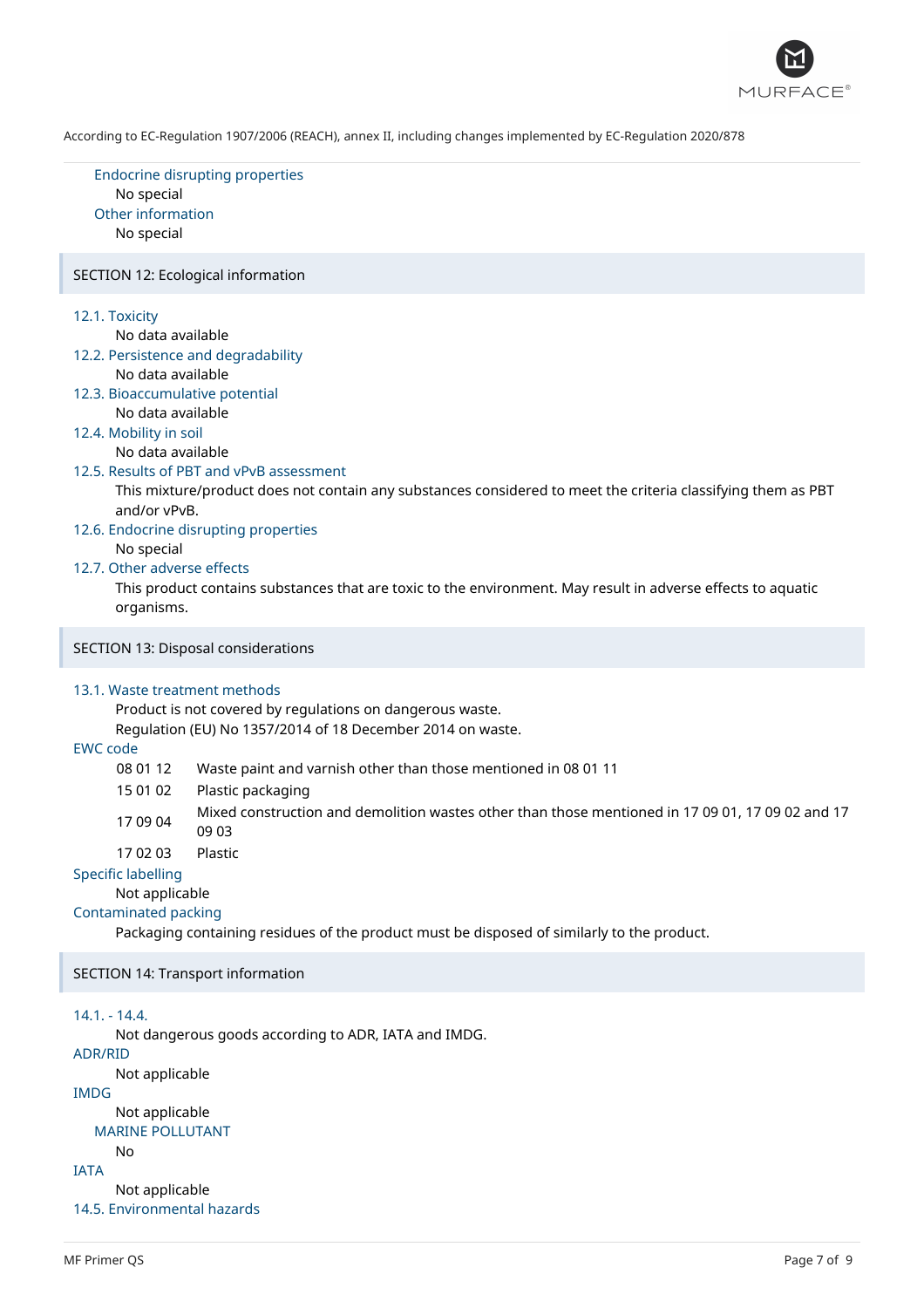### Endocrine disrupting properties

No special

### Other information

No special

## SECTION 12: Ecological information

### 12.1. Toxicity

No data available

### 12.2. Persistence and degradability

No data available

### 12.3. Bioaccumulative potential

No data available

### 12.4. Mobility in soil

No data available

### 12.5. Results of PBT and vPvB assessment

This mixture/product does not contain any substances considered to meet the criteria classifying them as PBT and/or vPvB.

### 12.6. Endocrine disrupting properties

No special

### 12.7. Other adverse effects

This product contains substances that are toxic to the environment. May result in adverse effects to aquatic organisms.

## SECTION 13: Disposal considerations

### 13.1. Waste treatment methods

Product is not covered by regulations on dangerous waste.
Regulation (EU) No 1357/2014 of 18 December 2014 on waste.

### EWC code

| | |
|---|---|
| 08 01 12 | Waste paint and varnish other than those mentioned in 08 01 11 |
| 15 01 02 | Plastic packaging |
| 17 09 04 | Mixed construction and demolition wastes other than those mentioned in 17 09 01, 17 09 02 and 17 09 03 |
| 17 02 03 | Plastic |

### Specific labelling

Not applicable

### Contaminated packing

Packaging containing residues of the product must be disposed of similarly to the product.

## SECTION 14: Transport information

### 14.1. - 14.4.

Not dangerous goods according to ADR, IATA and IMDG.

### ADR/RID

Not applicable

### IMDG

Not applicable

#### MARINE POLLUTANT

No

### IATA

Not applicable

### 14.5. Environmental hazards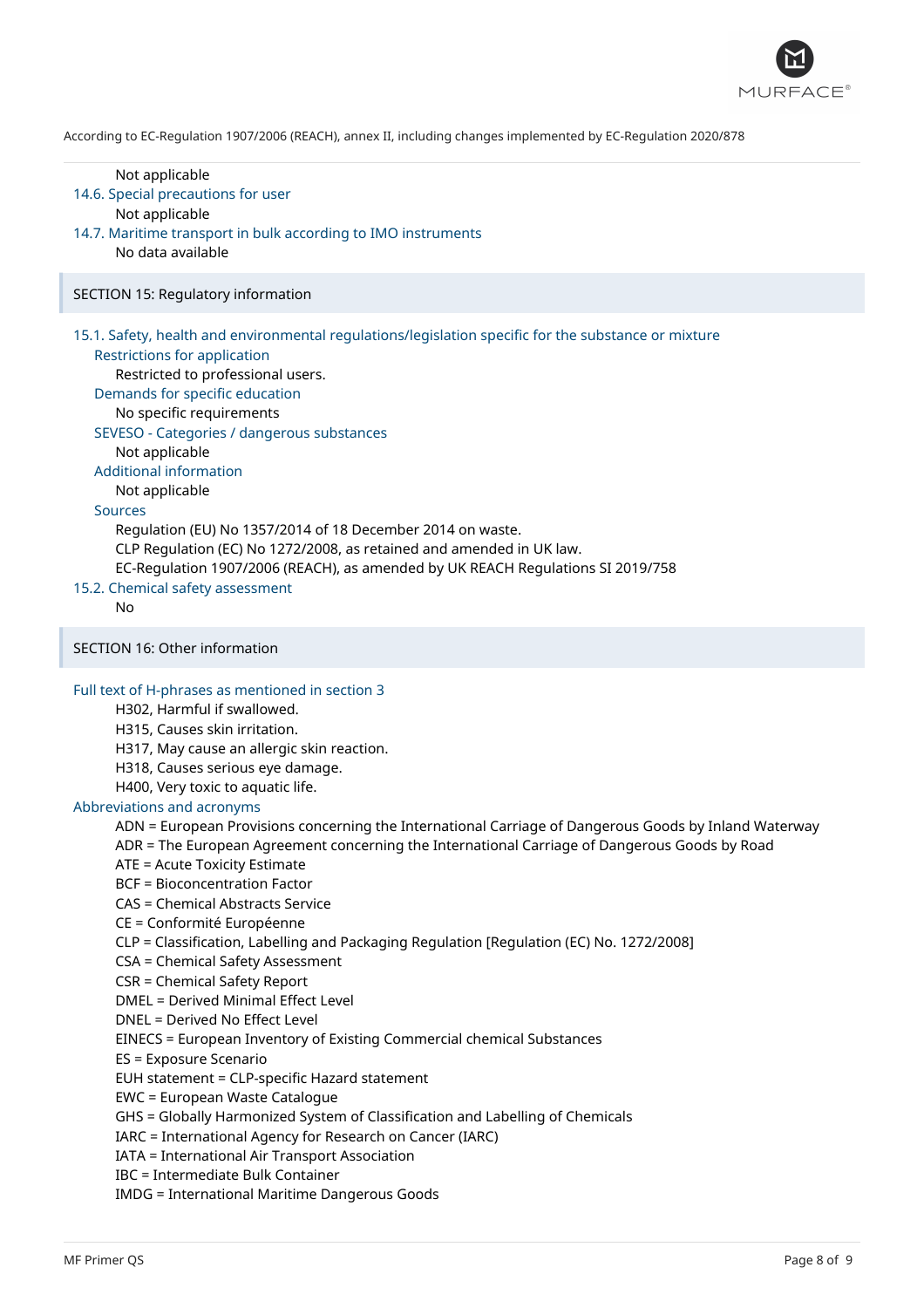Not applicable

### 14.6. Special precautions for user

Not applicable

### 14.7. Maritime transport in bulk according to IMO instruments

No data available

## SECTION 15: Regulatory information

### 15.1. Safety, health and environmental regulations/legislation specific for the substance or mixture

#### Restrictions for application

Restricted to professional users.

#### Demands for specific education

No specific requirements

#### SEVESO - Categories / dangerous substances

Not applicable

#### Additional information

Not applicable

#### Sources

Regulation (EU) No 1357/2014 of 18 December 2014 on waste.
CLP Regulation (EC) No 1272/2008, as retained and amended in UK law.
EC-Regulation 1907/2006 (REACH), as amended by UK REACH Regulations SI 2019/758

### 15.2. Chemical safety assessment

No

## SECTION 16: Other information

### Full text of H-phrases as mentioned in section 3

H302, Harmful if swallowed.
H315, Causes skin irritation.
H317, May cause an allergic skin reaction.
H318, Causes serious eye damage.
H400, Very toxic to aquatic life.

### Abbreviations and acronyms

ADN = European Provisions concerning the International Carriage of Dangerous Goods by Inland Waterway
ADR = The European Agreement concerning the International Carriage of Dangerous Goods by Road
ATE = Acute Toxicity Estimate
BCF = Bioconcentration Factor
CAS = Chemical Abstracts Service
CE = Conformité Européenne
CLP = Classification, Labelling and Packaging Regulation [Regulation (EC) No. 1272/2008]
CSA = Chemical Safety Assessment
CSR = Chemical Safety Report
DMEL = Derived Minimal Effect Level
DNEL = Derived No Effect Level
EINECS = European Inventory of Existing Commercial chemical Substances
ES = Exposure Scenario
EUH statement = CLP-specific Hazard statement
EWC = European Waste Catalogue
GHS = Globally Harmonized System of Classification and Labelling of Chemicals
IARC = International Agency for Research on Cancer (IARC)
IATA = International Air Transport Association
IBC = Intermediate Bulk Container
IMDG = International Maritime Dangerous Goods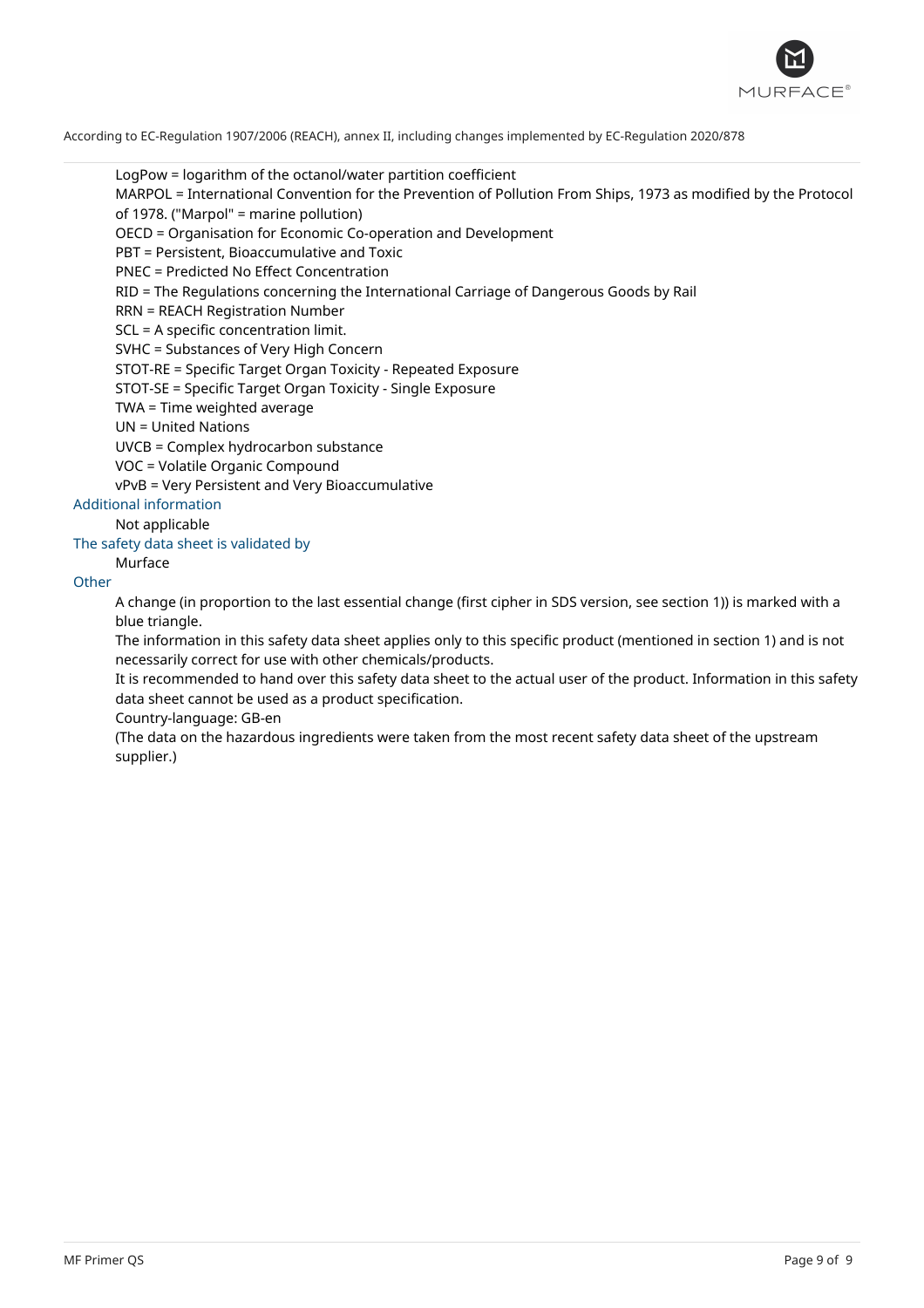LogPow = logarithm of the octanol/water partition coefficient
MARPOL = International Convention for the Prevention of Pollution From Ships, 1973 as modified by the Protocol of 1978. ("Marpol" = marine pollution)
OECD = Organisation for Economic Co-operation and Development
PBT = Persistent, Bioaccumulative and Toxic
PNEC = Predicted No Effect Concentration
RID = The Regulations concerning the International Carriage of Dangerous Goods by Rail
RRN = REACH Registration Number
SCL = A specific concentration limit.
SVHC = Substances of Very High Concern
STOT-RE = Specific Target Organ Toxicity - Repeated Exposure
STOT-SE = Specific Target Organ Toxicity - Single Exposure
TWA = Time weighted average
UN = United Nations
UVCB = Complex hydrocarbon substance
VOC = Volatile Organic Compound
vPvB = Very Persistent and Very Bioaccumulative

### Additional information

Not applicable

### The safety data sheet is validated by

Murface

### Other

A change (in proportion to the last essential change (first cipher in SDS version, see section 1)) is marked with a blue triangle.
The information in this safety data sheet applies only to this specific product (mentioned in section 1) and is not necessarily correct for use with other chemicals/products.
It is recommended to hand over this safety data sheet to the actual user of the product. Information in this safety data sheet cannot be used as a product specification.
Country-language: GB-en
(The data on the hazardous ingredients were taken from the most recent safety data sheet of the upstream supplier.)